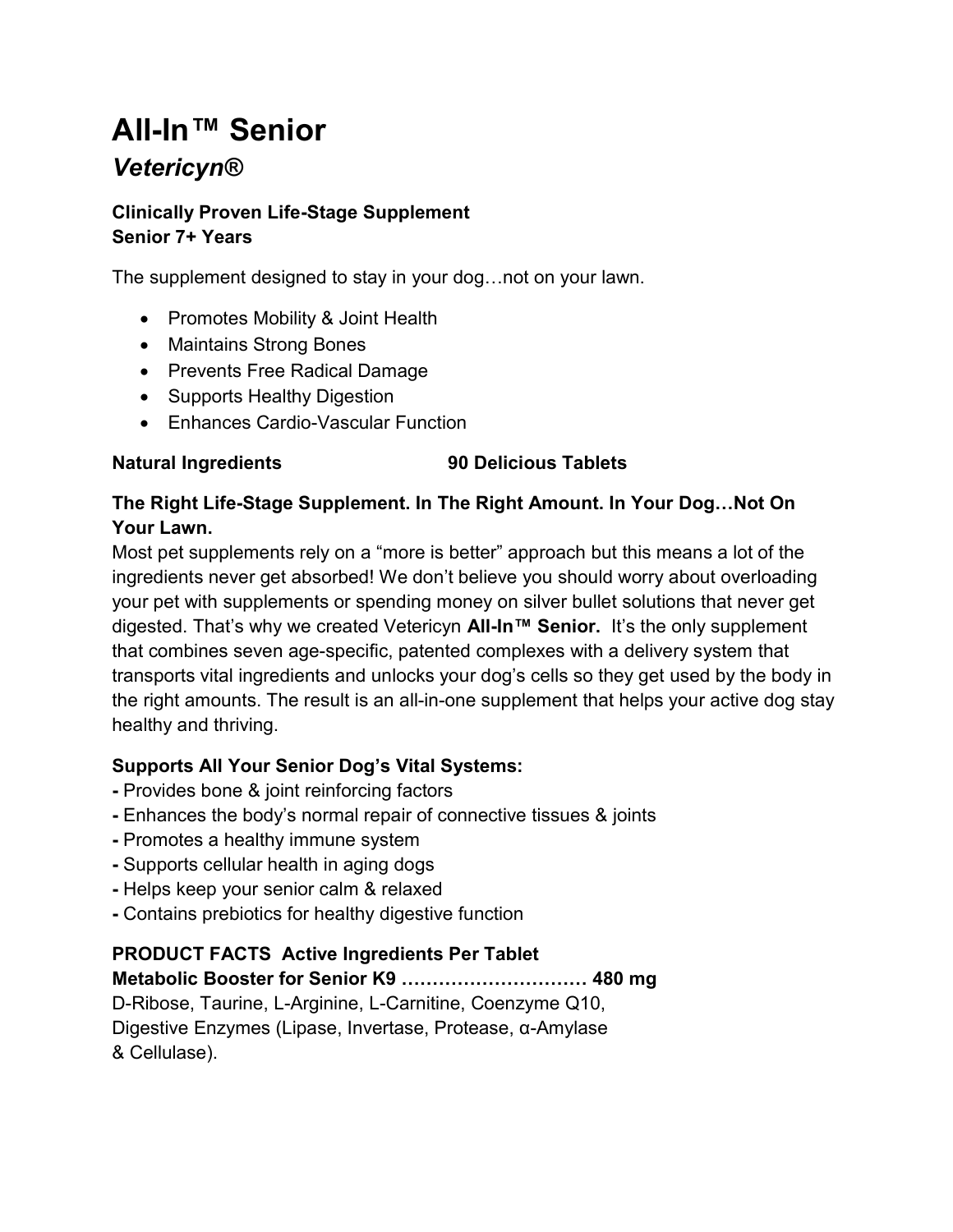# All-In™ Senior

## *Vetericyn®*

**Clinically Proven Life-Stage Supplement**
**Senior 7+ Years**

The supplement designed to stay in your dog…not on your lawn.

- Promotes Mobility & Joint Health
- Maintains Strong Bones
- Prevents Free Radical Damage
- Supports Healthy Digestion
- Enhances Cardio-Vascular Function

**Natural Ingredients** **90 Delicious Tablets**

**The Right Life-Stage Supplement. In The Right Amount. In Your Dog…Not On Your Lawn.**

Most pet supplements rely on a "more is better" approach but this means a lot of the ingredients never get absorbed! We don't believe you should worry about overloading your pet with supplements or spending money on silver bullet solutions that never get digested. That's why we created Vetericyn **All-In™ Senior.** It's the only supplement that combines seven age-specific, patented complexes with a delivery system that transports vital ingredients and unlocks your dog's cells so they get used by the body in the right amounts. The result is an all-in-one supplement that helps your active dog stay healthy and thriving.

**Supports All Your Senior Dog's Vital Systems:**

- Provides bone & joint reinforcing factors
- Enhances the body's normal repair of connective tissues & joints
- Promotes a healthy immune system
- Supports cellular health in aging dogs
- Helps keep your senior calm & relaxed
- Contains prebiotics for healthy digestive function

**PRODUCT FACTS Active Ingredients Per Tablet**

**Metabolic Booster for Senior K9 ………………………… 480 mg**
D-Ribose, Taurine, L-Arginine, L-Carnitine, Coenzyme Q10, Digestive Enzymes (Lipase, Invertase, Protease, α-Amylase & Cellulase).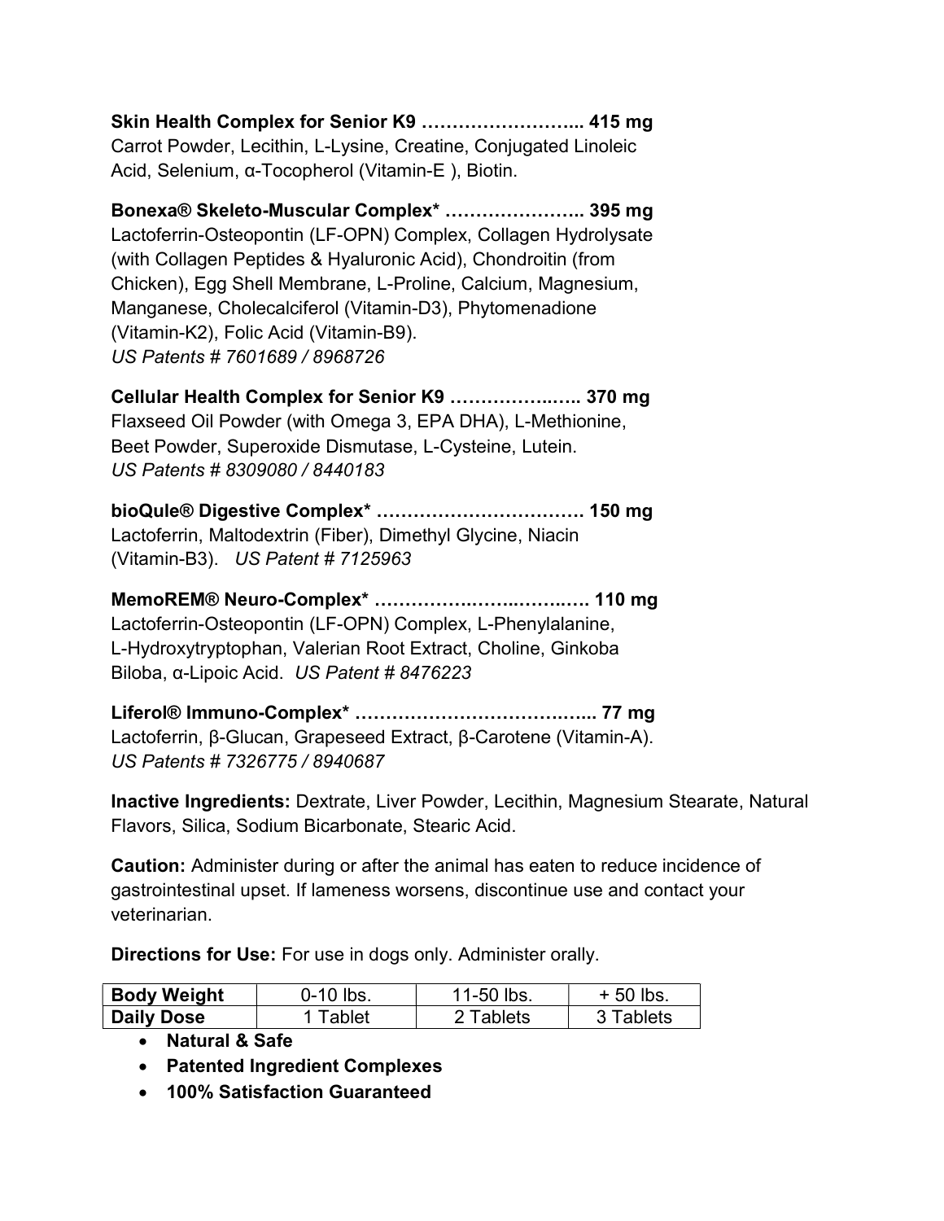**Skin Health Complex for Senior K9 …………………….. 415 mg**
Carrot Powder, Lecithin, L-Lysine, Creatine, Conjugated Linoleic Acid, Selenium, α-Tocopherol (Vitamin-E ), Biotin.

**Bonexa® Skeleto-Muscular Complex* ………………….. 395 mg**
Lactoferrin-Osteopontin (LF-OPN) Complex, Collagen Hydrolysate (with Collagen Peptides & Hyaluronic Acid), Chondroitin (from Chicken), Egg Shell Membrane, L-Proline, Calcium, Magnesium, Manganese, Cholecalciferol (Vitamin-D3), Phytomenadione (Vitamin-K2), Folic Acid (Vitamin-B9).
*US Patents # 7601689 / 8968726*

**Cellular Health Complex for Senior K9 ……………..….. 370 mg**
Flaxseed Oil Powder (with Omega 3, EPA DHA), L-Methionine, Beet Powder, Superoxide Dismutase, L-Cysteine, Lutein.
*US Patents # 8309080 / 8440183*

**bioQule® Digestive Complex* ……………………………. 150 mg**
Lactoferrin, Maltodextrin (Fiber), Dimethyl Glycine, Niacin (Vitamin-B3). *US Patent # 7125963*

**MemoREM® Neuro-Complex* ……………….…..……..…. 110 mg**
Lactoferrin-Osteopontin (LF-OPN) Complex, L-Phenylalanine, L-Hydroxytryptophan, Valerian Root Extract, Choline, Ginkoba Biloba, α-Lipoic Acid. *US Patent # 8476223*

**Liferol® Immuno-Complex* ……………………………..…... 77 mg**
Lactoferrin, β-Glucan, Grapeseed Extract, β-Carotene (Vitamin-A).
*US Patents # 7326775 / 8940687*

**Inactive Ingredients:** Dextrate, Liver Powder, Lecithin, Magnesium Stearate, Natural Flavors, Silica, Sodium Bicarbonate, Stearic Acid.

**Caution:** Administer during or after the animal has eaten to reduce incidence of gastrointestinal upset. If lameness worsens, discontinue use and contact your veterinarian.

**Directions for Use:** For use in dogs only. Administer orally.

| **Body Weight** | 0-10 lbs. | 11-50 lbs. | + 50 lbs. |
|---|---|---|---|
| **Daily Dose** | 1 Tablet | 2 Tablets | 3 Tablets |

- **Natural & Safe**
- **Patented Ingredient Complexes**
- **100% Satisfaction Guaranteed**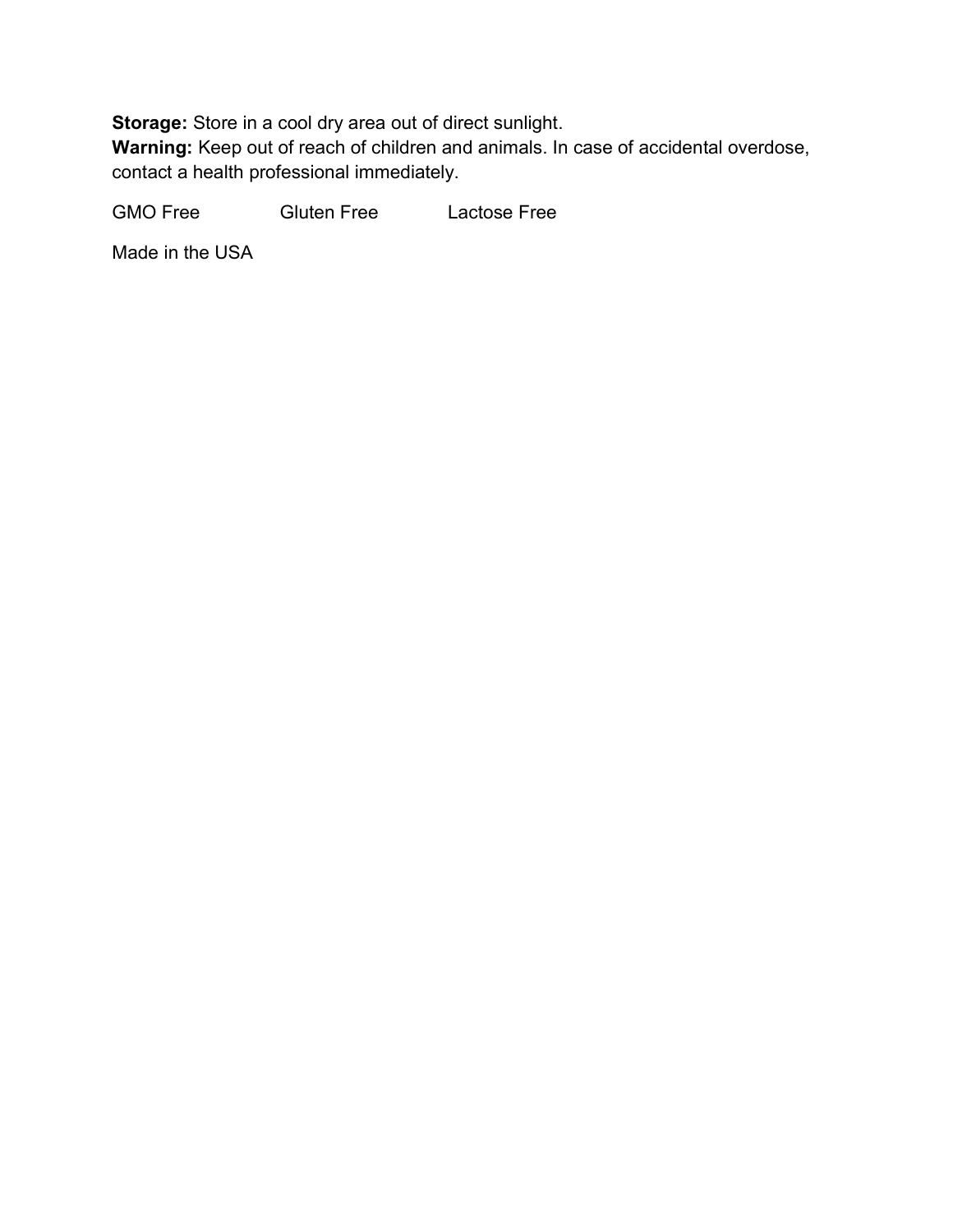**Storage:** Store in a cool dry area out of direct sunlight.
**Warning:** Keep out of reach of children and animals. In case of accidental overdose, contact a health professional immediately.

GMO Free Gluten Free Lactose Free

Made in the USA